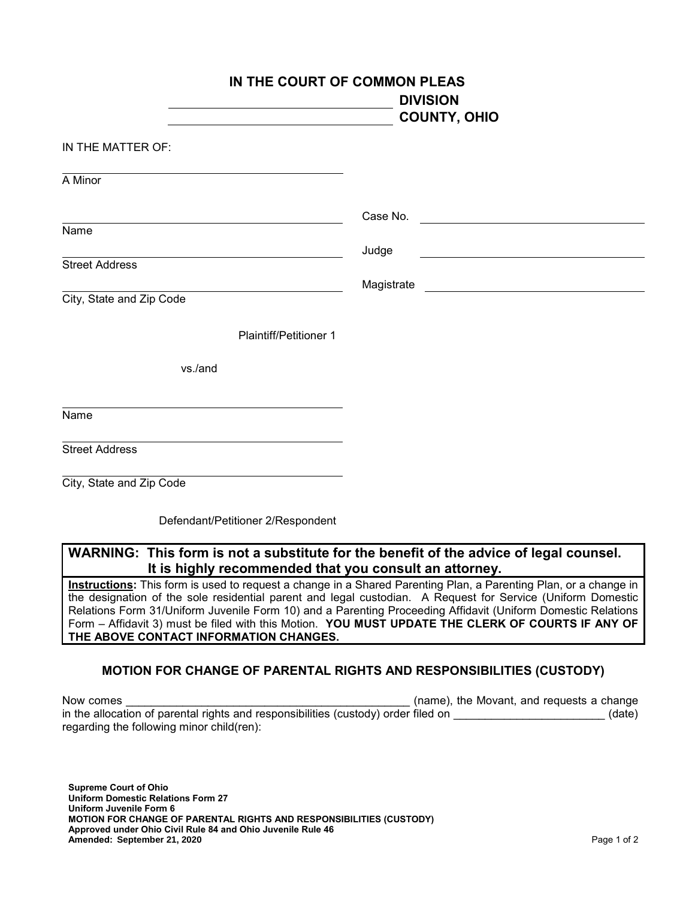**IN THE COURT OF COMMON PLEAS**

\_\_\_\_\_\_\_\_\_\_\_\_\_\_\_\_\_\_\_\_\_\_\_\_\_\_\_\_\_\_\_\_ **DIVISION**

\_\_\_\_\_\_\_\_\_\_\_\_\_\_\_\_\_\_\_\_\_\_\_\_\_\_\_\_\_\_\_\_ **COUNTY, OHIO**

IN THE MATTER OF:

\_\_\_\_\_\_\_\_\_\_\_\_\_\_\_\_\_\_\_\_\_\_\_\_\_\_\_\_\_\_\_\_\_\_\_\_\_\_\_\_\_\_
A Minor

\_\_\_\_\_\_\_\_\_\_\_\_\_\_\_\_\_\_\_\_\_\_\_\_\_\_\_\_\_\_\_\_\_\_\_\_\_\_\_\_\_\_
Name

\_\_\_\_\_\_\_\_\_\_\_\_\_\_\_\_\_\_\_\_\_\_\_\_\_\_\_\_\_\_\_\_\_\_\_\_\_\_\_\_\_\_
Street Address

\_\_\_\_\_\_\_\_\_\_\_\_\_\_\_\_\_\_\_\_\_\_\_\_\_\_\_\_\_\_\_\_\_\_\_\_\_\_\_\_\_\_
City, State and Zip Code

Plaintiff/Petitioner 1

vs./and

\_\_\_\_\_\_\_\_\_\_\_\_\_\_\_\_\_\_\_\_\_\_\_\_\_\_\_\_\_\_\_\_\_\_\_\_\_\_\_\_\_\_
Name

\_\_\_\_\_\_\_\_\_\_\_\_\_\_\_\_\_\_\_\_\_\_\_\_\_\_\_\_\_\_\_\_\_\_\_\_\_\_\_\_\_\_
Street Address

\_\_\_\_\_\_\_\_\_\_\_\_\_\_\_\_\_\_\_\_\_\_\_\_\_\_\_\_\_\_\_\_\_\_\_\_\_\_\_\_\_\_
City, State and Zip Code

Defendant/Petitioner 2/Respondent

Case No. \_\_\_\_\_\_\_\_\_\_\_\_\_\_\_\_\_\_\_\_\_\_\_\_\_\_\_\_\_\_\_\_

Judge \_\_\_\_\_\_\_\_\_\_\_\_\_\_\_\_\_\_\_\_\_\_\_\_\_\_\_\_\_\_\_\_

Magistrate \_\_\_\_\_\_\_\_\_\_\_\_\_\_\_\_\_\_\_\_\_\_\_\_\_\_\_\_\_\_\_\_

**WARNING: This form is not a substitute for the benefit of the advice of legal counsel. It is highly recommended that you consult an attorney.**

**Instructions:** This form is used to request a change in a Shared Parenting Plan, a Parenting Plan, or a change in the designation of the sole residential parent and legal custodian. A Request for Service (Uniform Domestic Relations Form 31/Uniform Juvenile Form 10) and a Parenting Proceeding Affidavit (Uniform Domestic Relations Form – Affidavit 3) must be filed with this Motion. **YOU MUST UPDATE THE CLERK OF COURTS IF ANY OF THE ABOVE CONTACT INFORMATION CHANGES.**

## MOTION FOR CHANGE OF PARENTAL RIGHTS AND RESPONSIBILITIES (CUSTODY)

Now comes \_\_\_\_\_\_\_\_\_\_\_\_\_\_\_\_\_\_\_\_\_\_\_\_\_\_\_\_\_\_\_\_\_\_\_\_\_\_\_\_\_\_\_\_\_\_ (name), the Movant, and requests a change in the allocation of parental rights and responsibilities (custody) order filed on \_\_\_\_\_\_\_\_\_\_\_\_\_\_\_\_\_\_\_\_\_\_\_\_\_ (date) regarding the following minor child(ren):

**Supreme Court of Ohio**
**Uniform Domestic Relations Form 27**
**Uniform Juvenile Form 6**
**MOTION FOR CHANGE OF PARENTAL RIGHTS AND RESPONSIBILITIES (CUSTODY)**
**Approved under Ohio Civil Rule 84 and Ohio Juvenile Rule 46**
**Amended: September 21, 2020**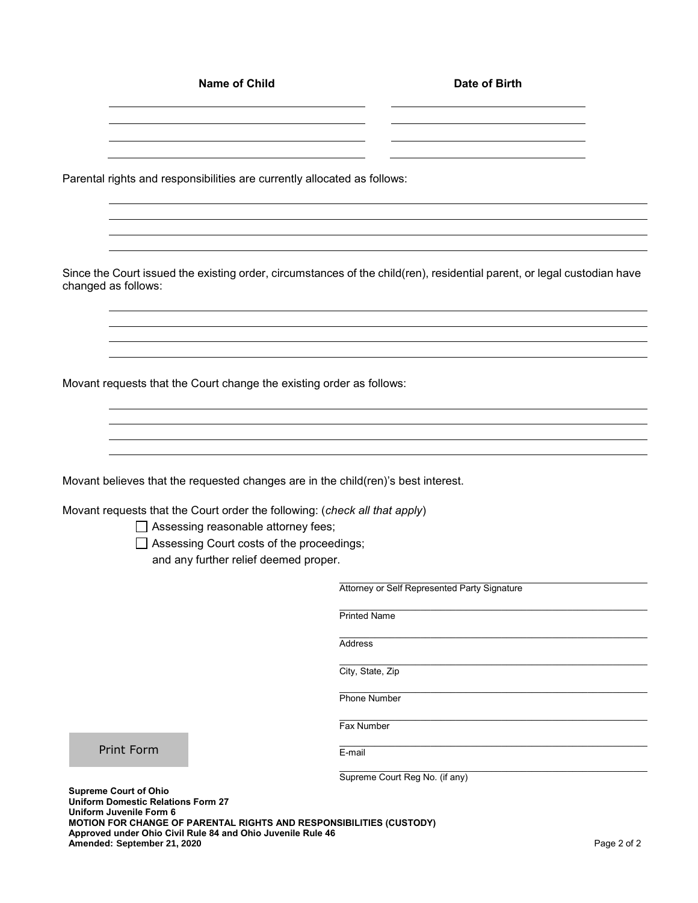| Name of Child | Date of Birth |
|---|---|
| | |
| | |
| | |
| | |

Parental rights and responsibilities are currently allocated as follows:

\_\_\_\_\_\_\_\_\_\_\_\_\_\_\_\_\_\_\_\_\_\_\_\_\_\_\_\_\_\_\_\_\_\_\_\_\_\_\_\_

\_\_\_\_\_\_\_\_\_\_\_\_\_\_\_\_\_\_\_\_\_\_\_\_\_\_\_\_\_\_\_\_\_\_\_\_\_\_\_\_

\_\_\_\_\_\_\_\_\_\_\_\_\_\_\_\_\_\_\_\_\_\_\_\_\_\_\_\_\_\_\_\_\_\_\_\_\_\_\_\_

\_\_\_\_\_\_\_\_\_\_\_\_\_\_\_\_\_\_\_\_\_\_\_\_\_\_\_\_\_\_\_\_\_\_\_\_\_\_\_\_

Since the Court issued the existing order, circumstances of the child(ren), residential parent, or legal custodian have changed as follows:

\_\_\_\_\_\_\_\_\_\_\_\_\_\_\_\_\_\_\_\_\_\_\_\_\_\_\_\_\_\_\_\_\_\_\_\_\_\_\_\_

\_\_\_\_\_\_\_\_\_\_\_\_\_\_\_\_\_\_\_\_\_\_\_\_\_\_\_\_\_\_\_\_\_\_\_\_\_\_\_\_

\_\_\_\_\_\_\_\_\_\_\_\_\_\_\_\_\_\_\_\_\_\_\_\_\_\_\_\_\_\_\_\_\_\_\_\_\_\_\_\_

\_\_\_\_\_\_\_\_\_\_\_\_\_\_\_\_\_\_\_\_\_\_\_\_\_\_\_\_\_\_\_\_\_\_\_\_\_\_\_\_

Movant requests that the Court change the existing order as follows:

\_\_\_\_\_\_\_\_\_\_\_\_\_\_\_\_\_\_\_\_\_\_\_\_\_\_\_\_\_\_\_\_\_\_\_\_\_\_\_\_

\_\_\_\_\_\_\_\_\_\_\_\_\_\_\_\_\_\_\_\_\_\_\_\_\_\_\_\_\_\_\_\_\_\_\_\_\_\_\_\_

\_\_\_\_\_\_\_\_\_\_\_\_\_\_\_\_\_\_\_\_\_\_\_\_\_\_\_\_\_\_\_\_\_\_\_\_\_\_\_\_

\_\_\_\_\_\_\_\_\_\_\_\_\_\_\_\_\_\_\_\_\_\_\_\_\_\_\_\_\_\_\_\_\_\_\_\_\_\_\_\_

Movant believes that the requested changes are in the child(ren)'s best interest.

Movant requests that the Court order the following: (*check all that apply*)

- ☐ Assessing reasonable attorney fees;
- ☐ Assessing Court costs of the proceedings;

and any further relief deemed proper.

\_\_\_\_\_\_\_\_\_\_\_\_\_\_\_\_\_\_\_\_\_\_\_\_\_\_\_\_\_\_\_\_\_\_\_\_\_\_\_\_
Attorney or Self Represented Party Signature

\_\_\_\_\_\_\_\_\_\_\_\_\_\_\_\_\_\_\_\_\_\_\_\_\_\_\_\_\_\_\_\_\_\_\_\_\_\_\_\_
Printed Name

\_\_\_\_\_\_\_\_\_\_\_\_\_\_\_\_\_\_\_\_\_\_\_\_\_\_\_\_\_\_\_\_\_\_\_\_\_\_\_\_
Address

\_\_\_\_\_\_\_\_\_\_\_\_\_\_\_\_\_\_\_\_\_\_\_\_\_\_\_\_\_\_\_\_\_\_\_\_\_\_\_\_
City, State, Zip

\_\_\_\_\_\_\_\_\_\_\_\_\_\_\_\_\_\_\_\_\_\_\_\_\_\_\_\_\_\_\_\_\_\_\_\_\_\_\_\_
Phone Number

\_\_\_\_\_\_\_\_\_\_\_\_\_\_\_\_\_\_\_\_\_\_\_\_\_\_\_\_\_\_\_\_\_\_\_\_\_\_\_\_
Fax Number

\_\_\_\_\_\_\_\_\_\_\_\_\_\_\_\_\_\_\_\_\_\_\_\_\_\_\_\_\_\_\_\_\_\_\_\_\_\_\_\_
E-mail

\_\_\_\_\_\_\_\_\_\_\_\_\_\_\_\_\_\_\_\_\_\_\_\_\_\_\_\_\_\_\_\_\_\_\_\_\_\_\_\_
Supreme Court Reg No. (if any)

Print Form

**Supreme Court of Ohio**
**Uniform Domestic Relations Form 27**
**Uniform Juvenile Form 6**
**MOTION FOR CHANGE OF PARENTAL RIGHTS AND RESPONSIBILITIES (CUSTODY)**
**Approved under Ohio Civil Rule 84 and Ohio Juvenile Rule 46**
**Amended: September 21, 2020**